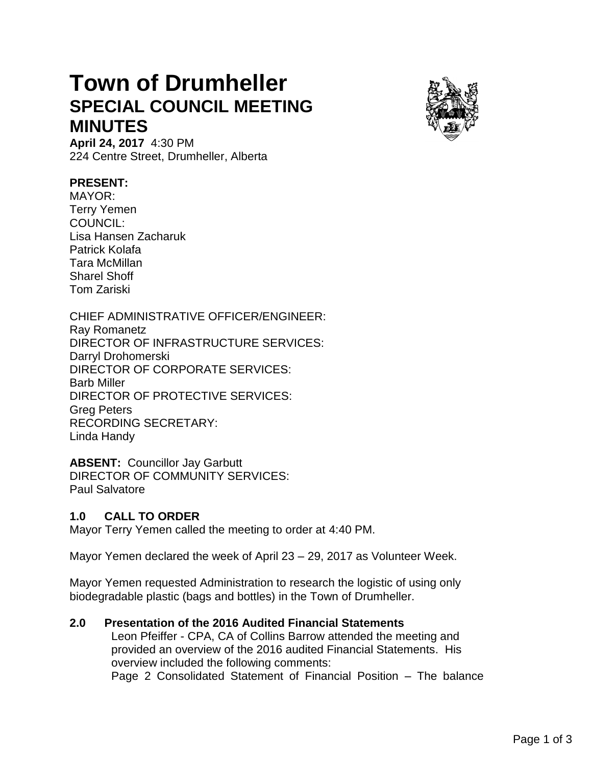# Town of Drumheller
## SPECIAL COUNCIL MEETING MINUTES

**April 24, 2017** 4:30 PM
224 Centre Street, Drumheller, Alberta

**PRESENT:**
MAYOR:
Terry Yemen
COUNCIL:
Lisa Hansen Zacharuk
Patrick Kolafa
Tara McMillan
Sharel Shoff
Tom Zariski

CHIEF ADMINISTRATIVE OFFICER/ENGINEER:
Ray Romanetz
DIRECTOR OF INFRASTRUCTURE SERVICES:
Darryl Drohomerski
DIRECTOR OF CORPORATE SERVICES:
Barb Miller
DIRECTOR OF PROTECTIVE SERVICES:
Greg Peters
RECORDING SECRETARY:
Linda Handy

**ABSENT:** Councillor Jay Garbutt
DIRECTOR OF COMMUNITY SERVICES:
Paul Salvatore

### 1.0 CALL TO ORDER

Mayor Terry Yemen called the meeting to order at 4:40 PM.

Mayor Yemen declared the week of April 23 – 29, 2017 as Volunteer Week.

Mayor Yemen requested Administration to research the logistic of using only biodegradable plastic (bags and bottles) in the Town of Drumheller.

### 2.0 Presentation of the 2016 Audited Financial Statements

Leon Pfeiffer - CPA, CA of Collins Barrow attended the meeting and provided an overview of the 2016 audited Financial Statements. His overview included the following comments:

Page 2 Consolidated Statement of Financial Position – The balance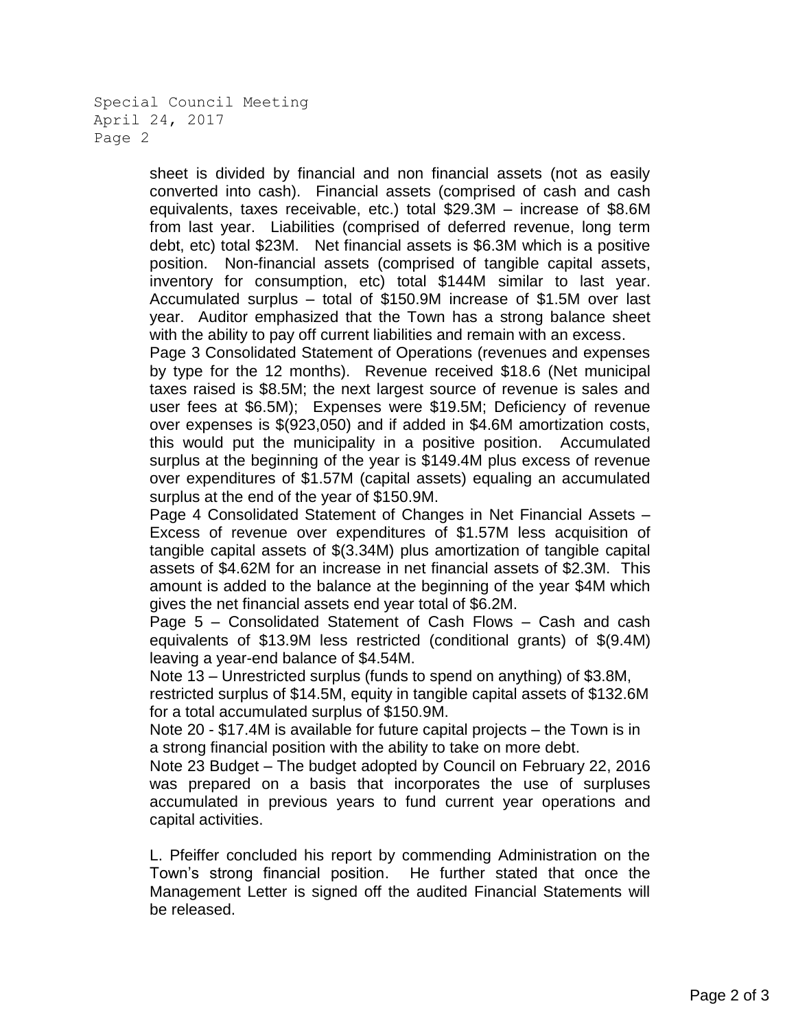sheet is divided by financial and non financial assets (not as easily converted into cash). Financial assets (comprised of cash and cash equivalents, taxes receivable, etc.) total $29.3M – increase of $8.6M from last year. Liabilities (comprised of deferred revenue, long term debt, etc) total $23M. Net financial assets is $6.3M which is a positive position. Non-financial assets (comprised of tangible capital assets, inventory for consumption, etc) total $144M similar to last year. Accumulated surplus – total of $150.9M increase of $1.5M over last year. Auditor emphasized that the Town has a strong balance sheet with the ability to pay off current liabilities and remain with an excess.

Page 3 Consolidated Statement of Operations (revenues and expenses by type for the 12 months). Revenue received $18.6 (Net municipal taxes raised is $8.5M; the next largest source of revenue is sales and user fees at $6.5M); Expenses were $19.5M; Deficiency of revenue over expenses is $(923,050) and if added in $4.6M amortization costs, this would put the municipality in a positive position. Accumulated surplus at the beginning of the year is $149.4M plus excess of revenue over expenditures of $1.57M (capital assets) equaling an accumulated surplus at the end of the year of $150.9M.

Page 4 Consolidated Statement of Changes in Net Financial Assets – Excess of revenue over expenditures of $1.57M less acquisition of tangible capital assets of $(3.34M) plus amortization of tangible capital assets of $4.62M for an increase in net financial assets of $2.3M. This amount is added to the balance at the beginning of the year $4M which gives the net financial assets end year total of $6.2M.

Page 5 – Consolidated Statement of Cash Flows – Cash and cash equivalents of $13.9M less restricted (conditional grants) of $(9.4M) leaving a year-end balance of $4.54M.

Note 13 – Unrestricted surplus (funds to spend on anything) of $3.8M, restricted surplus of $14.5M, equity in tangible capital assets of $132.6M for a total accumulated surplus of $150.9M.

Note 20 - $17.4M is available for future capital projects – the Town is in a strong financial position with the ability to take on more debt.

Note 23 Budget – The budget adopted by Council on February 22, 2016 was prepared on a basis that incorporates the use of surpluses accumulated in previous years to fund current year operations and capital activities.

L. Pfeiffer concluded his report by commending Administration on the Town's strong financial position. He further stated that once the Management Letter is signed off the audited Financial Statements will be released.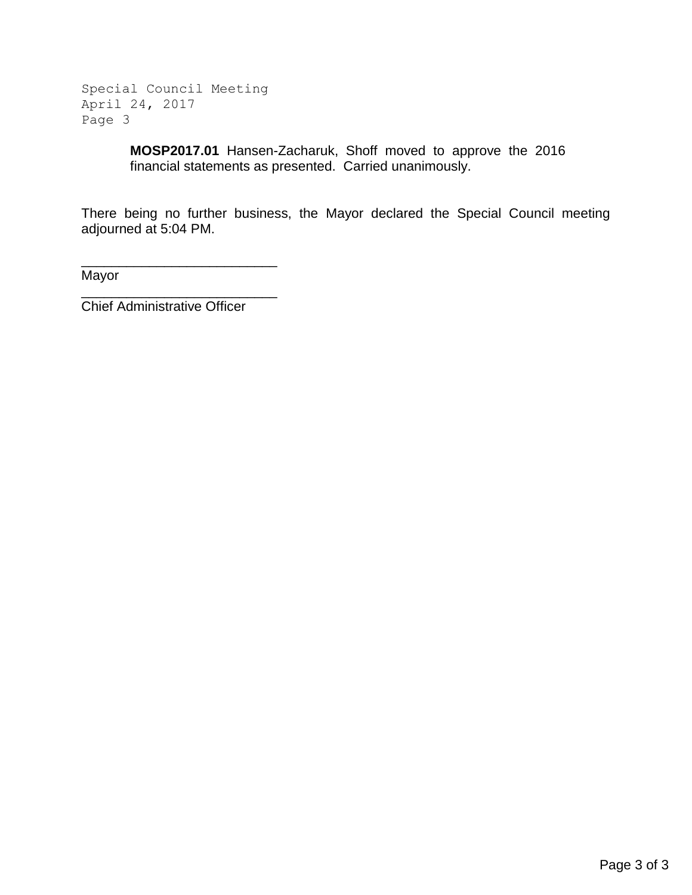**MOSP2017.01** Hansen-Zacharuk, Shoff moved to approve the 2016 financial statements as presented. Carried unanimously.

There being no further business, the Mayor declared the Special Council meeting adjourned at 5:04 PM.

___________________________
Mayor

___________________________
Chief Administrative Officer